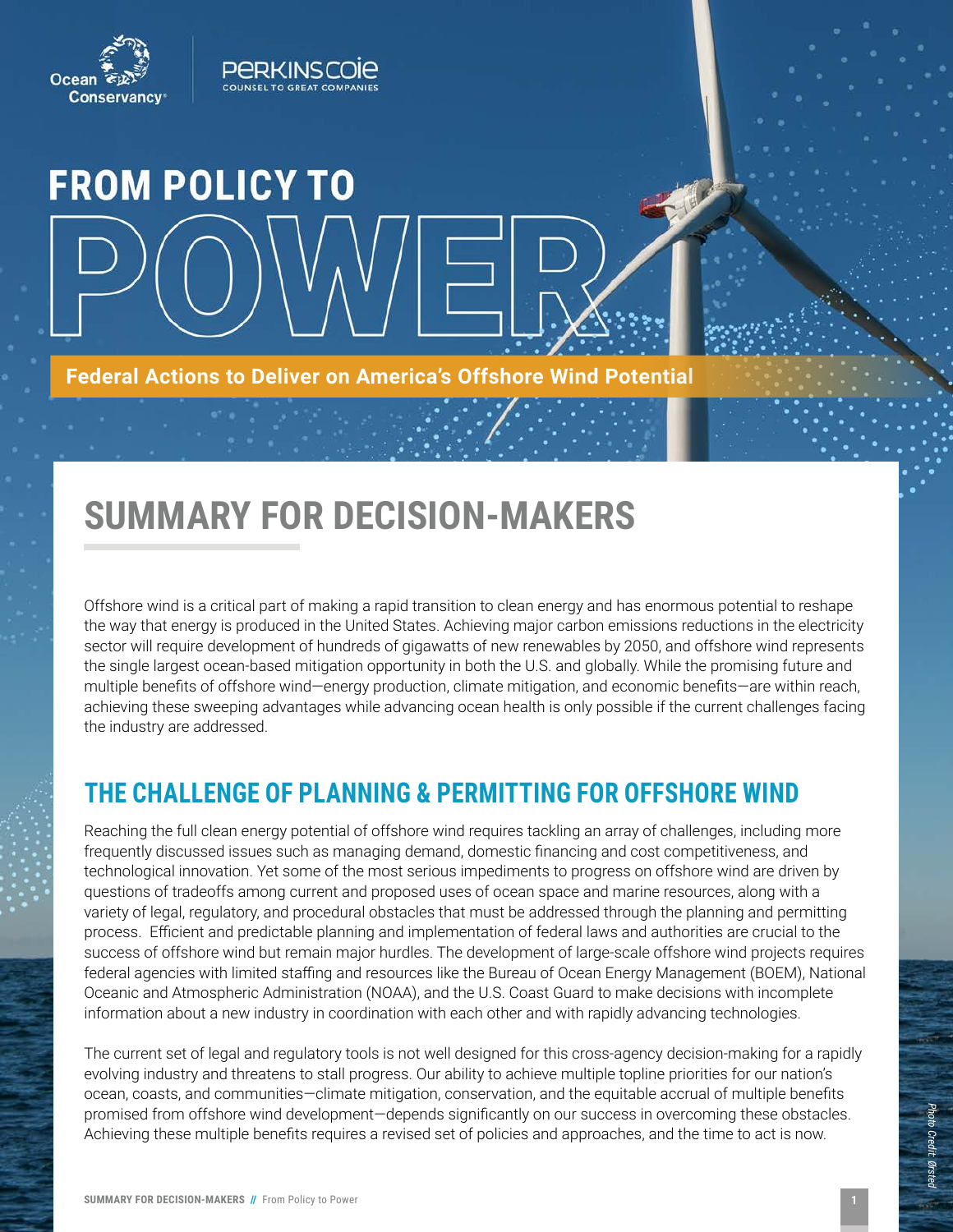Ocean Conservancy

PERKINS COIE
COUNSEL TO GREAT COMPANIES

# FROM POLICY TO POWER

**Federal Actions to Deliver on America's Offshore Wind Potential**

## SUMMARY FOR DECISION-MAKERS

Offshore wind is a critical part of making a rapid transition to clean energy and has enormous potential to reshape the way that energy is produced in the United States. Achieving major carbon emissions reductions in the electricity sector will require development of hundreds of gigawatts of new renewables by 2050, and offshore wind represents the single largest ocean-based mitigation opportunity in both the U.S. and globally. While the promising future and multiple benefits of offshore wind—energy production, climate mitigation, and economic benefits—are within reach, achieving these sweeping advantages while advancing ocean health is only possible if the current challenges facing the industry are addressed.

## THE CHALLENGE OF PLANNING & PERMITTING FOR OFFSHORE WIND

Reaching the full clean energy potential of offshore wind requires tackling an array of challenges, including more frequently discussed issues such as managing demand, domestic financing and cost competitiveness, and technological innovation. Yet some of the most serious impediments to progress on offshore wind are driven by questions of tradeoffs among current and proposed uses of ocean space and marine resources, along with a variety of legal, regulatory, and procedural obstacles that must be addressed through the planning and permitting process. Efficient and predictable planning and implementation of federal laws and authorities are crucial to the success of offshore wind but remain major hurdles. The development of large-scale offshore wind projects requires federal agencies with limited staffing and resources like the Bureau of Ocean Energy Management (BOEM), National Oceanic and Atmospheric Administration (NOAA), and the U.S. Coast Guard to make decisions with incomplete information about a new industry in coordination with each other and with rapidly advancing technologies.

The current set of legal and regulatory tools is not well designed for this cross-agency decision-making for a rapidly evolving industry and threatens to stall progress. Our ability to achieve multiple topline priorities for our nation's ocean, coasts, and communities—climate mitigation, conservation, and the equitable accrual of multiple benefits promised from offshore wind development—depends significantly on our success in overcoming these obstacles. Achieving these multiple benefits requires a revised set of policies and approaches, and the time to act is now.

*Photo Credit: Ørsted*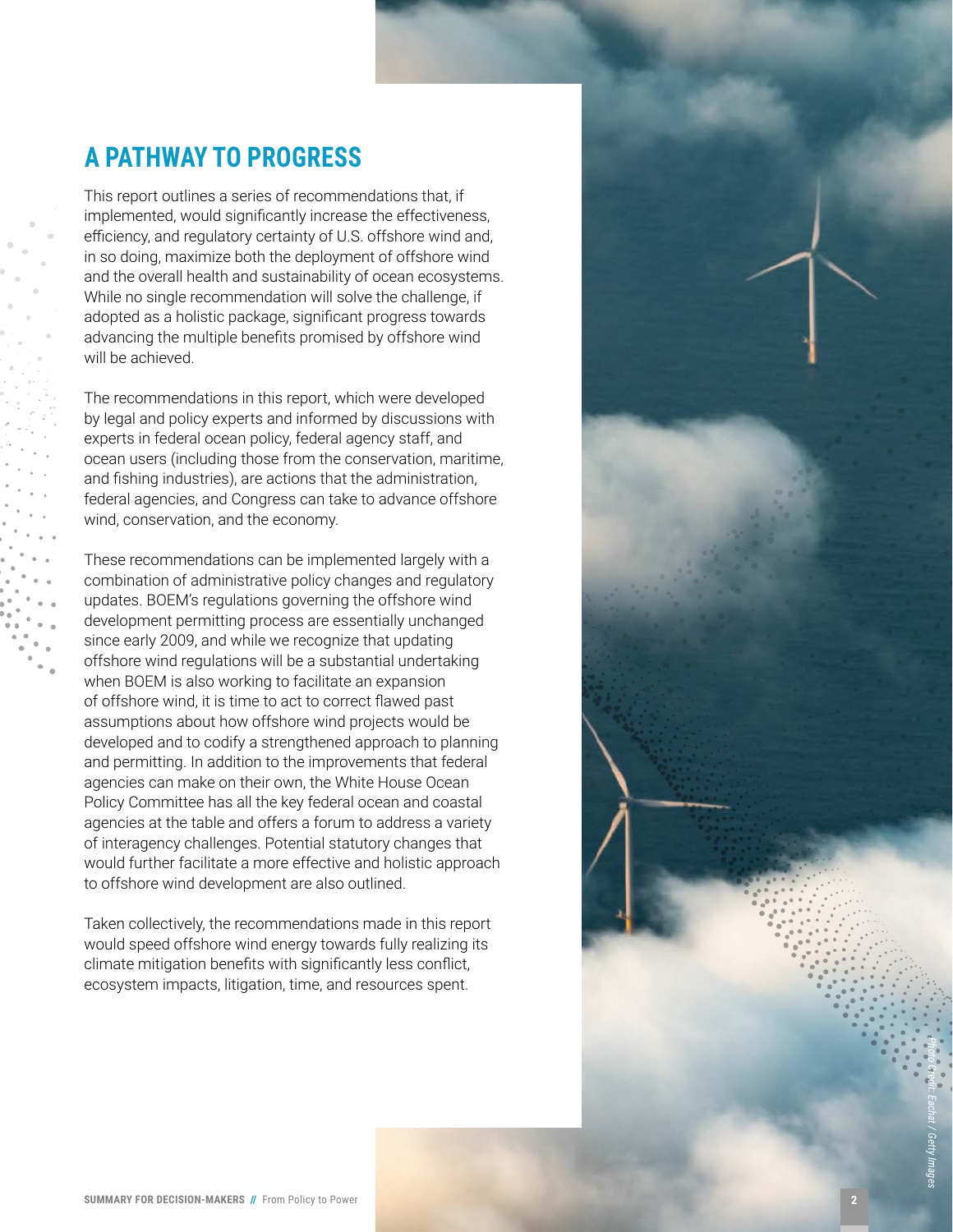## A PATHWAY TO PROGRESS

This report outlines a series of recommendations that, if implemented, would significantly increase the effectiveness, efficiency, and regulatory certainty of U.S. offshore wind and, in so doing, maximize both the deployment of offshore wind and the overall health and sustainability of ocean ecosystems. While no single recommendation will solve the challenge, if adopted as a holistic package, significant progress towards advancing the multiple benefits promised by offshore wind will be achieved.

The recommendations in this report, which were developed by legal and policy experts and informed by discussions with experts in federal ocean policy, federal agency staff, and ocean users (including those from the conservation, maritime, and fishing industries), are actions that the administration, federal agencies, and Congress can take to advance offshore wind, conservation, and the economy.

These recommendations can be implemented largely with a combination of administrative policy changes and regulatory updates. BOEM's regulations governing the offshore wind development permitting process are essentially unchanged since early 2009, and while we recognize that updating offshore wind regulations will be a substantial undertaking when BOEM is also working to facilitate an expansion of offshore wind, it is time to act to correct flawed past assumptions about how offshore wind projects would be developed and to codify a strengthened approach to planning and permitting. In addition to the improvements that federal agencies can make on their own, the White House Ocean Policy Committee has all the key federal ocean and coastal agencies at the table and offers a forum to address a variety of interagency challenges. Potential statutory changes that would further facilitate a more effective and holistic approach to offshore wind development are also outlined.

Taken collectively, the recommendations made in this report would speed offshore wind energy towards fully realizing its climate mitigation benefits with significantly less conflict, ecosystem impacts, litigation, time, and resources spent.

*Photo credit: Eachat / Getty Images*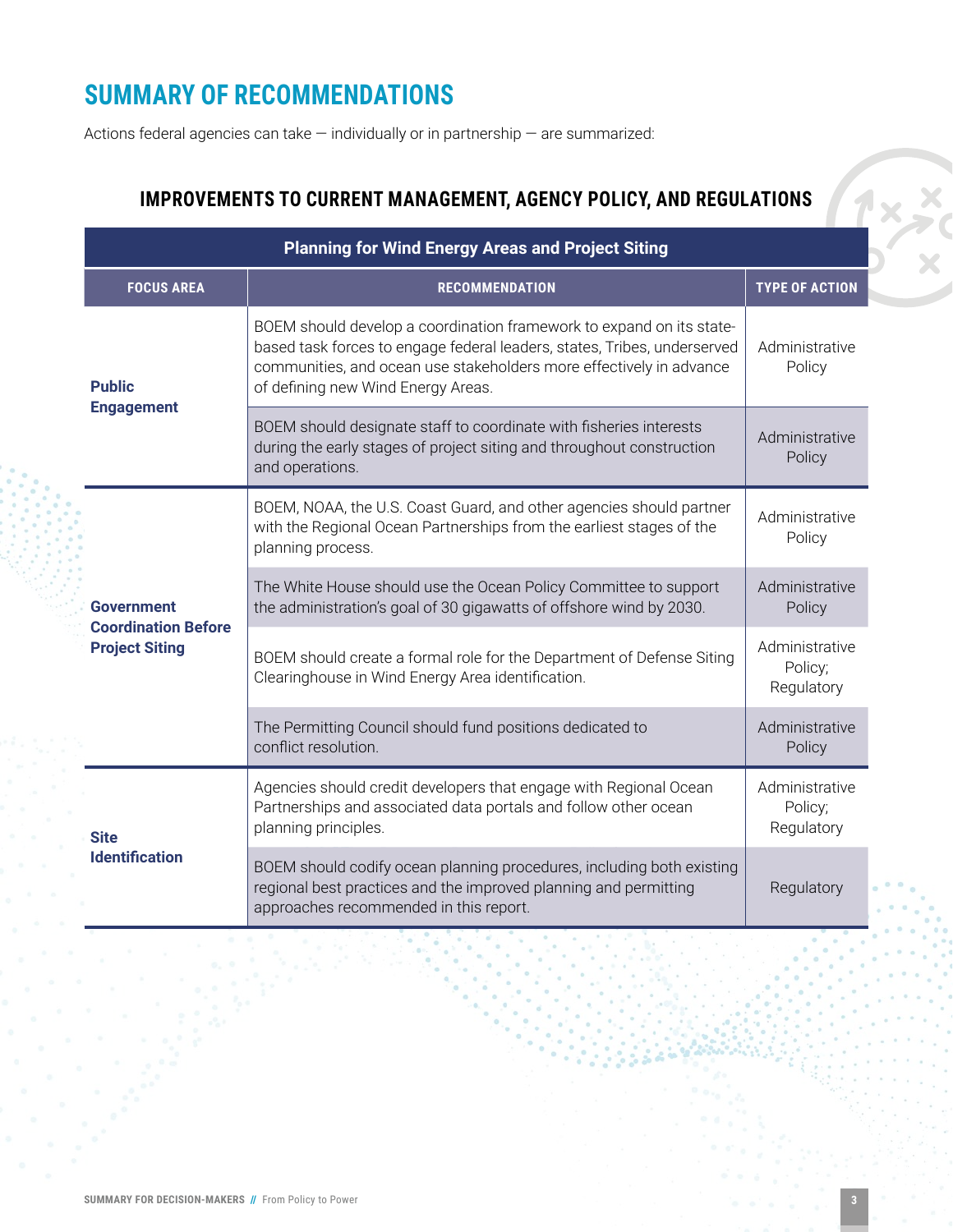# SUMMARY OF RECOMMENDATIONS

Actions federal agencies can take — individually or in partnership — are summarized:

## IMPROVEMENTS TO CURRENT MANAGEMENT, AGENCY POLICY, AND REGULATIONS

| Planning for Wind Energy Areas and Project Siting | | |
|---|---|---|
| **FOCUS AREA** | **RECOMMENDATION** | **TYPE OF ACTION** |
| **Public Engagement** | BOEM should develop a coordination framework to expand on its state-based task forces to engage federal leaders, states, Tribes, underserved communities, and ocean use stakeholders more effectively in advance of defining new Wind Energy Areas. | Administrative Policy |
| | BOEM should designate staff to coordinate with fisheries interests during the early stages of project siting and throughout construction and operations. | Administrative Policy |
| **Government Coordination Before Project Siting** | BOEM, NOAA, the U.S. Coast Guard, and other agencies should partner with the Regional Ocean Partnerships from the earliest stages of the planning process. | Administrative Policy |
| | The White House should use the Ocean Policy Committee to support the administration's goal of 30 gigawatts of offshore wind by 2030. | Administrative Policy |
| | BOEM should create a formal role for the Department of Defense Siting Clearinghouse in Wind Energy Area identification. | Administrative Policy; Regulatory |
| | The Permitting Council should fund positions dedicated to conflict resolution. | Administrative Policy |
| **Site Identification** | Agencies should credit developers that engage with Regional Ocean Partnerships and associated data portals and follow other ocean planning principles. | Administrative Policy; Regulatory |
| | BOEM should codify ocean planning procedures, including both existing regional best practices and the improved planning and permitting approaches recommended in this report. | Regulatory |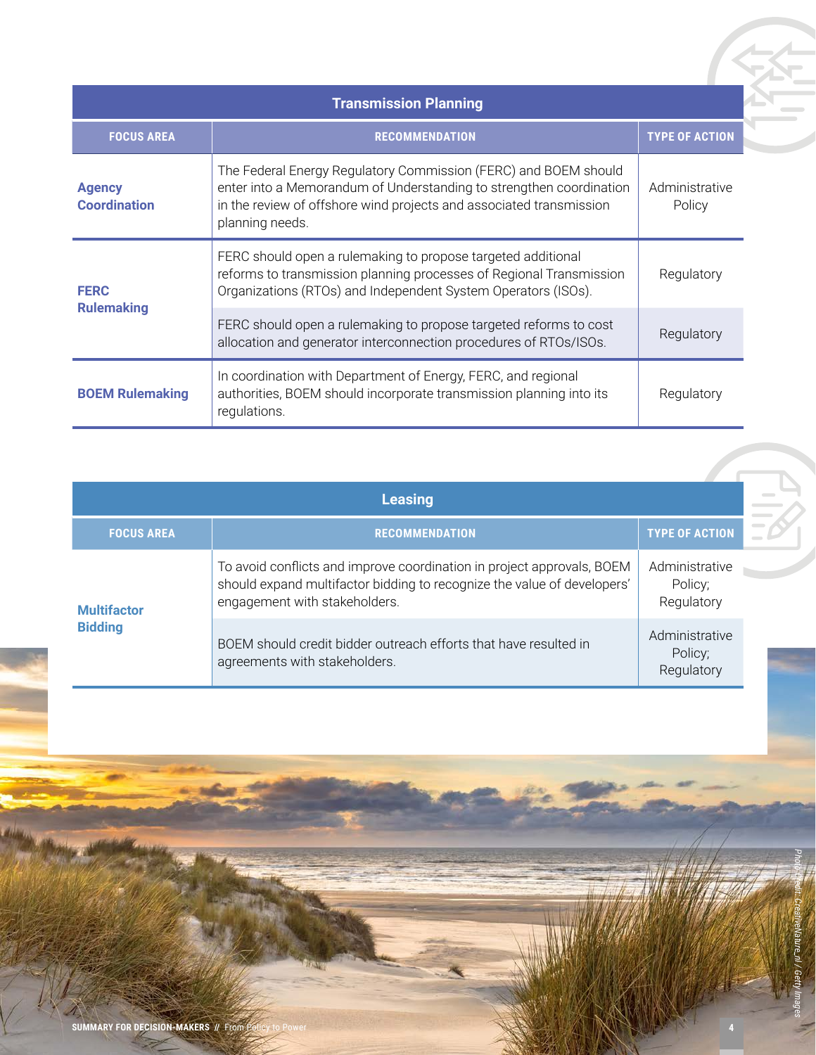## Transmission Planning

| FOCUS AREA | RECOMMENDATION | TYPE OF ACTION |
|---|---|---|
| **Agency Coordination** | The Federal Energy Regulatory Commission (FERC) and BOEM should enter into a Memorandum of Understanding to strengthen coordination in the review of offshore wind projects and associated transmission planning needs. | Administrative Policy |
| **FERC Rulemaking** | FERC should open a rulemaking to propose targeted additional reforms to transmission planning processes of Regional Transmission Organizations (RTOs) and Independent System Operators (ISOs). | Regulatory |
| | FERC should open a rulemaking to propose targeted reforms to cost allocation and generator interconnection procedures of RTOs/ISOs. | Regulatory |
| **BOEM Rulemaking** | In coordination with Department of Energy, FERC, and regional authorities, BOEM should incorporate transmission planning into its regulations. | Regulatory |

## Leasing

| FOCUS AREA | RECOMMENDATION | TYPE OF ACTION |
|---|---|---|
| **Multifactor Bidding** | To avoid conflicts and improve coordination in project approvals, BOEM should expand multifactor bidding to recognize the value of developers' engagement with stakeholders. | Administrative Policy; Regulatory |
| | BOEM should credit bidder outreach efforts that have resulted in agreements with stakeholders. | Administrative Policy; Regulatory |

*Photo Credit: CreativeNature.nl / Getty Images*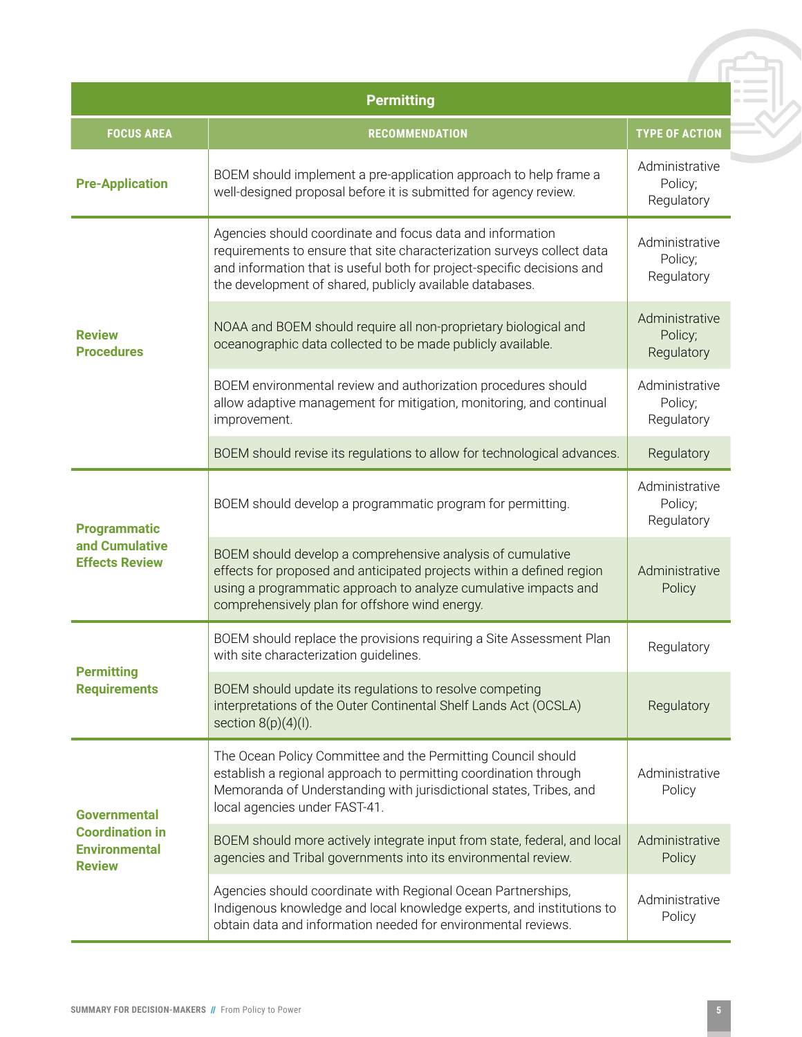| Permitting | | |
|---|---|---|
| **FOCUS AREA** | **RECOMMENDATION** | **TYPE OF ACTION** |
| **Pre-Application** | BOEM should implement a pre-application approach to help frame a well-designed proposal before it is submitted for agency review. | Administrative Policy; Regulatory |
| **Review Procedures** | Agencies should coordinate and focus data and information requirements to ensure that site characterization surveys collect data and information that is useful both for project-specific decisions and the development of shared, publicly available databases. | Administrative Policy; Regulatory |
| | NOAA and BOEM should require all non-proprietary biological and oceanographic data collected to be made publicly available. | Administrative Policy; Regulatory |
| | BOEM environmental review and authorization procedures should allow adaptive management for mitigation, monitoring, and continual improvement. | Administrative Policy; Regulatory |
| | BOEM should revise its regulations to allow for technological advances. | Regulatory |
| **Programmatic and Cumulative Effects Review** | BOEM should develop a programmatic program for permitting. | Administrative Policy; Regulatory |
| | BOEM should develop a comprehensive analysis of cumulative effects for proposed and anticipated projects within a defined region using a programmatic approach to analyze cumulative impacts and comprehensively plan for offshore wind energy. | Administrative Policy |
| **Permitting Requirements** | BOEM should replace the provisions requiring a Site Assessment Plan with site characterization guidelines. | Regulatory |
| | BOEM should update its regulations to resolve competing interpretations of the Outer Continental Shelf Lands Act (OCSLA) section 8(p)(4)(I). | Regulatory |
| **Governmental Coordination in Environmental Review** | The Ocean Policy Committee and the Permitting Council should establish a regional approach to permitting coordination through Memoranda of Understanding with jurisdictional states, Tribes, and local agencies under FAST-41. | Administrative Policy |
| | BOEM should more actively integrate input from state, federal, and local agencies and Tribal governments into its environmental review. | Administrative Policy |
| | Agencies should coordinate with Regional Ocean Partnerships, Indigenous knowledge and local knowledge experts, and institutions to obtain data and information needed for environmental reviews. | Administrative Policy |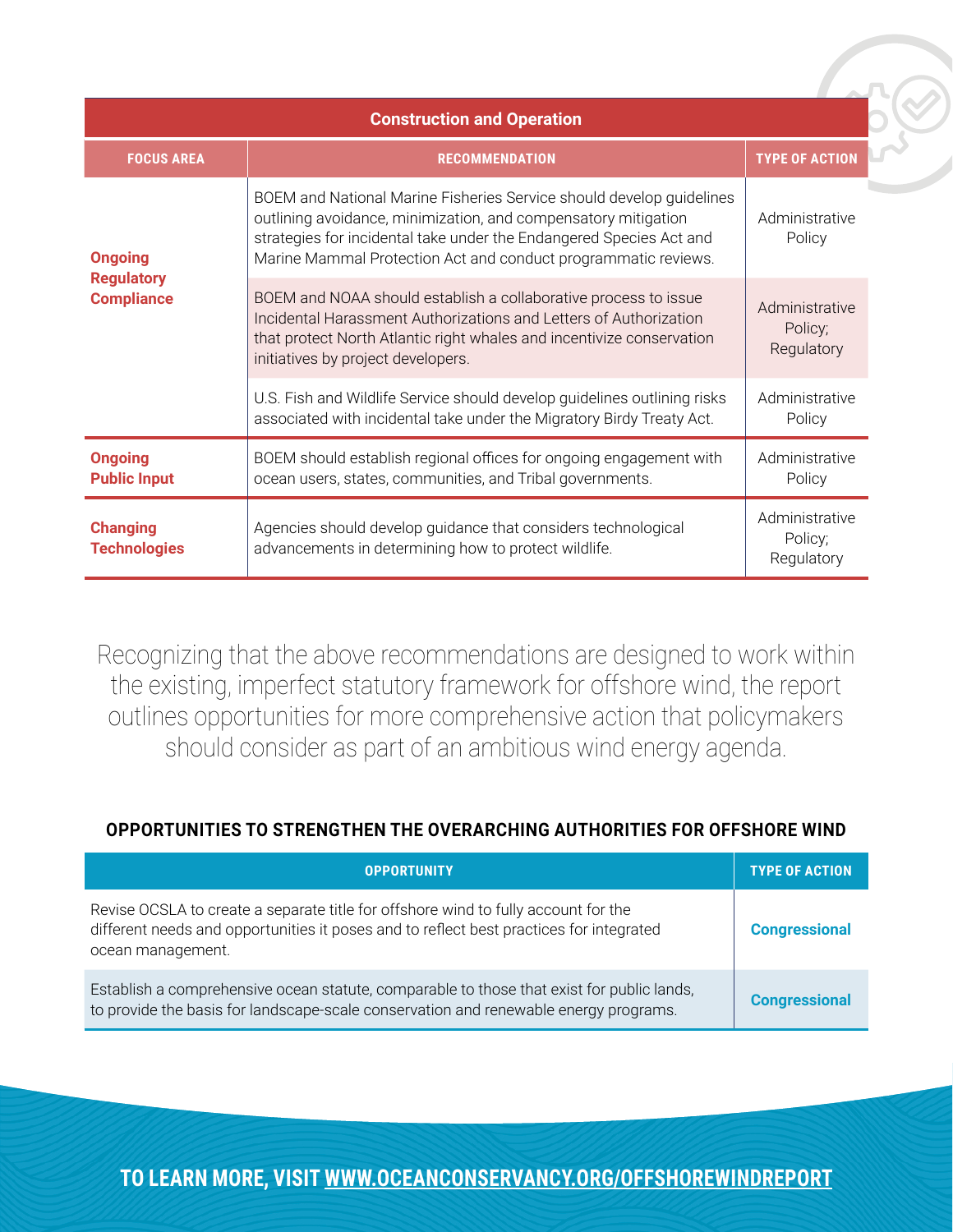| Construction and Operation | | |
|---|---|---|
| **FOCUS AREA** | **RECOMMENDATION** | **TYPE OF ACTION** |
| **Ongoing Regulatory Compliance** | BOEM and National Marine Fisheries Service should develop guidelines outlining avoidance, minimization, and compensatory mitigation strategies for incidental take under the Endangered Species Act and Marine Mammal Protection Act and conduct programmatic reviews. | Administrative Policy |
| | BOEM and NOAA should establish a collaborative process to issue Incidental Harassment Authorizations and Letters of Authorization that protect North Atlantic right whales and incentivize conservation initiatives by project developers. | Administrative Policy; Regulatory |
| | U.S. Fish and Wildlife Service should develop guidelines outlining risks associated with incidental take under the Migratory Birdy Treaty Act. | Administrative Policy |
| **Ongoing Public Input** | BOEM should establish regional offices for ongoing engagement with ocean users, states, communities, and Tribal governments. | Administrative Policy |
| **Changing Technologies** | Agencies should develop guidance that considers technological advancements in determining how to protect wildlife. | Administrative Policy; Regulatory |

Recognizing that the above recommendations are designed to work within the existing, imperfect statutory framework for offshore wind, the report outlines opportunities for more comprehensive action that policymakers should consider as part of an ambitious wind energy agenda.

## OPPORTUNITIES TO STRENGTHEN THE OVERARCHING AUTHORITIES FOR OFFSHORE WIND

| OPPORTUNITY | TYPE OF ACTION |
|---|---|
| Revise OCSLA to create a separate title for offshore wind to fully account for the different needs and opportunities it poses and to reflect best practices for integrated ocean management. | **Congressional** |
| Establish a comprehensive ocean statute, comparable to those that exist for public lands, to provide the basis for landscape-scale conservation and renewable energy programs. | **Congressional** |

**TO LEARN MORE, VISIT WWW.OCEANCONSERVANCY.ORG/OFFSHOREWINDREPORT**